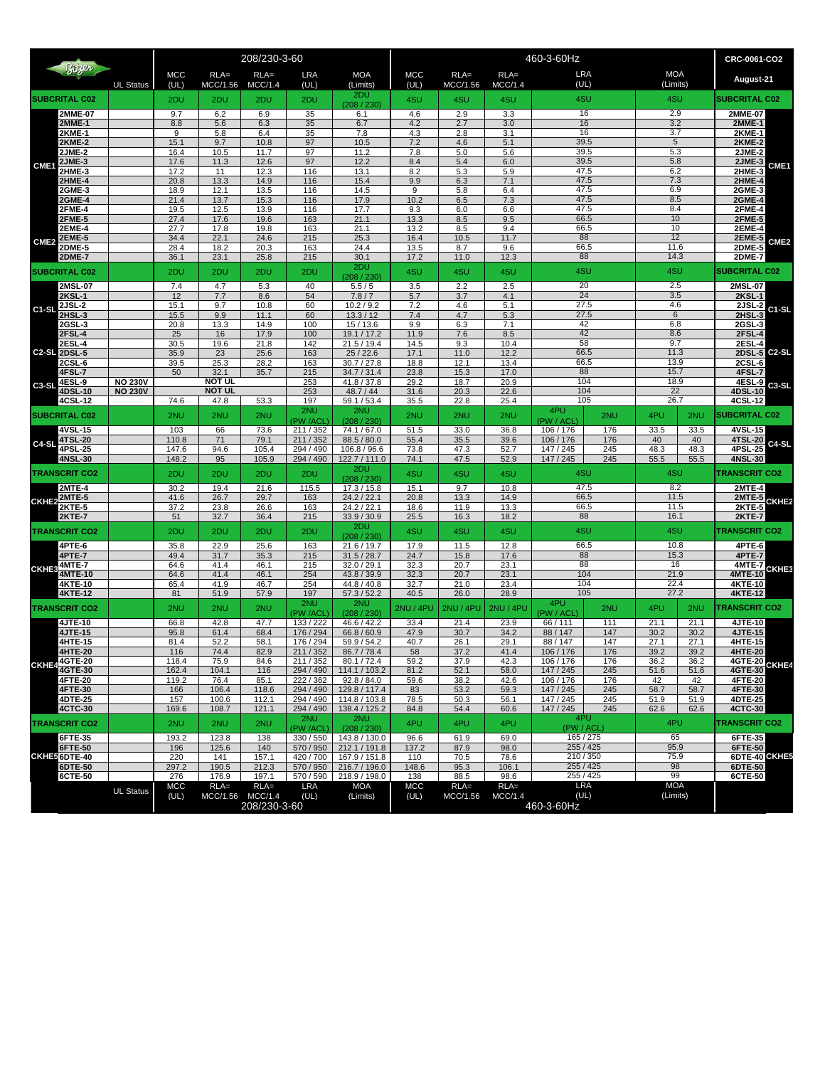| Bitzer | | UL Status | 208/230-3-60 MCC (UL) | RLA= MCC/1.56 | RLA= MCC/1.4 | LRA (UL) | MOA (Limits) | 460-3-60Hz MCC (UL) | RLA= MCC/1.56 | RLA= MCC/1.4 | LRA (UL) | | MOA (Limits) | | CRC-0061-CO2 August-21 | |
|---|---|---|---|---|---|---|---|---|---|---|---|---|---|---|---|---|
| SUBCRITAL C02 | | | 2DU | 2DU | 2DU | 2DU | 2DU (208 / 230) | 4SU | 4SU | 4SU | 4SU | | 4SU | | SUBCRITAL C02 | |
| CME1 | 2MME-07 | | 9.7 | 6.2 | 6.9 | 35 | 6.1 | 4.6 | 2.9 | 3.3 | 16 | | 2.9 | | 2MME-07 | CME1 |
| | 2MME-1 | | 8.8 | 5.6 | 6.3 | 35 | 6.7 | 4.2 | 2.7 | 3.0 | 16 | | 3.2 | | 2MME-1 | |
| | 2KME-1 | | 9 | 5.8 | 6.4 | 35 | 7.8 | 4.3 | 2.8 | 3.1 | 16 | | 3.7 | | 2KME-1 | |
| | 2KME-2 | | 15.1 | 9.7 | 10.8 | 97 | 10.5 | 7.2 | 4.6 | 5.1 | 39.5 | | 5 | | 2KME-2 | |
| | 2JME-2 | | 16.4 | 10.5 | 11.7 | 97 | 11.2 | 7.8 | 5.0 | 5.6 | 39.5 | | 5.3 | | 2JME-2 | |
| | 2JME-3 | | 17.6 | 11.3 | 12.6 | 97 | 12.2 | 8.4 | 5.4 | 6.0 | 39.5 | | 5.8 | | 2JME-3 | |
| | 2HME-3 | | 17.2 | 11 | 12.3 | 116 | 13.1 | 8.2 | 5.3 | 5.9 | 47.5 | | 6.2 | | 2HME-3 | |
| | 2HME-4 | | 20.8 | 13.3 | 14.9 | 116 | 15.4 | 9.9 | 6.3 | 7.1 | 47.5 | | 7.3 | | 2HME-4 | |
| | 2GME-3 | | 18.9 | 12.1 | 13.5 | 116 | 14.5 | 9 | 5.8 | 6.4 | 47.5 | | 6.9 | | 2GME-3 | |
| | 2GME-4 | | 21.4 | 13.7 | 15.3 | 116 | 17.9 | 10.2 | 6.5 | 7.3 | 47.5 | | 8.5 | | 2GME-4 | |
| | 2FME-4 | | 19.5 | 12.5 | 13.9 | 116 | 17.7 | 9.3 | 6.0 | 6.6 | 47.5 | | 8.4 | | 2FME-4 | |
| CME2 | 2FME-5 | | 27.4 | 17.6 | 19.6 | 163 | 21.1 | 13.3 | 8.5 | 9.5 | 66.5 | | 10 | | 2FME-5 | CME2 |
| | 2EME-4 | | 27.7 | 17.8 | 19.8 | 163 | 21.1 | 13.2 | 8.5 | 9.4 | 66.5 | | 10 | | 2EME-4 | |
| | 2EME-5 | | 34.4 | 22.1 | 24.6 | 215 | 25.3 | 16.4 | 10.5 | 11.7 | 88 | | 12 | | 2EME-5 | |
| | 2DME-5 | | 28.4 | 18.2 | 20.3 | 163 | 24.4 | 13.5 | 8.7 | 9.6 | 66.5 | | 11.6 | | 2DME-5 | |
| | 2DME-7 | | 36.1 | 23.1 | 25.8 | 215 | 30.1 | 17.2 | 11.0 | 12.3 | 88 | | 14.3 | | 2DME-7 | |
| SUBCRITAL C02 | | | 2DU | 2DU | 2DU | 2DU | 2DU (208 / 230) | 4SU | 4SU | 4SU | 4SU | | 4SU | | SUBCRITAL C02 | |
| C1-SL | 2MSL-07 | | 7.4 | 4.7 | 5.3 | 40 | 5.5 / 5 | 3.5 | 2.2 | 2.5 | 20 | | 2.5 | | 2MSL-07 | C1-SL |
| | 2KSL-1 | | 12 | 7.7 | 8.6 | 54 | 7.8 / 7 | 5.7 | 3.7 | 4.1 | 24 | | 3.5 | | 2KSL-1 | |
| | 2JSL-2 | | 15.1 | 9.7 | 10.8 | 60 | 10.2 / 9.2 | 7.2 | 4.6 | 5.1 | 27.5 | | 4.6 | | 2JSL-2 | |
| | 2HSL-3 | | 15.5 | 9.9 | 11.1 | 60 | 13.3 / 12 | 7.4 | 4.7 | 5.3 | 27.5 | | 6 | | 2HSL-3 | |
| C2-SL | 2GSL-3 | | 20.8 | 13.3 | 14.9 | 100 | 15 / 13.6 | 9.9 | 6.3 | 7.1 | 42 | | 6.8 | | 2GSL-3 | C2-SL |
| | 2FSL-4 | | 25 | 16 | 17.9 | 100 | 19.1 / 17.2 | 11.9 | 7.6 | 8.5 | 42 | | 8.6 | | 2FSL-4 | |
| | 2ESL-4 | | 30.5 | 19.6 | 21.8 | 142 | 21.5 / 19.4 | 14.5 | 9.3 | 10.4 | 58 | | 9.7 | | 2ESL-4 | |
| | 2DSL-5 | | 35.9 | 23 | 25.6 | 163 | 25 / 22.6 | 17.1 | 11.0 | 12.2 | 66.5 | | 11.3 | | 2DSL-5 | |
| | 2CSL-6 | | 39.5 | 25.3 | 28.2 | 163 | 30.7 / 27.8 | 18.8 | 12.1 | 13.4 | 66.5 | | 13.9 | | 2CSL-6 | |
| C3-SL | 4FSL-7 | | 50 | 32.1 | 35.7 | 215 | 34.7 / 31.4 | 23.8 | 15.3 | 17.0 | 88 | | 15.7 | | 4FSL-7 | C3-SL |
| | 4ESL-9 | NO 230V | | NOT UL | | 253 | 41.8 / 37.8 | 29.2 | 18.7 | 20.9 | 104 | | 18.9 | | 4ESL-9 | |
| | 4DSL-10 | NO 230V | | NOT UL | | 253 | 48.7 / 44 | 31.6 | 20.3 | 22.6 | 104 | | 22 | | 4DSL-10 | |
| | 4CSL-12 | | 74.6 | 47.8 | 53.3 | 197 | 59.1 / 53.4 | 35.5 | 22.8 | 25.4 | 105 | | 26.7 | | 4CSL-12 | |
| SUBCRITAL C02 | | | 2NU | 2NU | 2NU | 2NU (PW /ACL) | 2NU (208 / 230) | 2NU | 2NU | 2NU | 4PU (PW / ACL) | 2NU | 4PU | 2NU | SUBCRITAL C02 | |
| C4-SL | 4VSL-15 | | 103 | 66 | 73.6 | 211 / 352 | 74.1 / 67.0 | 51.5 | 33.0 | 36.8 | 106 / 176 | 176 | 33.5 | 33.5 | 4VSL-15 | C4-SL |
| | 4TSL-20 | | 110.8 | 71 | 79.1 | 211 / 352 | 88.5 / 80.0 | 55.4 | 35.5 | 39.6 | 106 / 176 | 176 | 40 | 40 | 4TSL-20 | |
| | 4PSL-25 | | 147.6 | 94.6 | 105.4 | 294 / 490 | 106.8 / 96.6 | 73.8 | 47.3 | 52.7 | 147 / 245 | 245 | 48.3 | 48.3 | 4PSL-25 | |
| | 4NSL-30 | | 148.2 | 95 | 105.9 | 294 / 490 | 122.7 / 111.0 | 74.1 | 47.5 | 52.9 | 147 / 245 | 245 | 55.5 | 55.5 | 4NSL-30 | |
| TRANSCRIT CO2 | | | 2DU | 2DU | 2DU | 2DU | 2DU (208 / 230) | 4SU | 4SU | 4SU | 4SU | | 4SU | | TRANSCRIT CO2 | |
| CKHE2 | 2MTE-4 | | 30.2 | 19.4 | 21.6 | 115.5 | 17.3 / 15.8 | 15.1 | 9.7 | 10.8 | 47.5 | | 8.2 | | 2MTE-4 | CKHE2 |
| | 2MTE-5 | | 41.6 | 26.7 | 29.7 | 163 | 24.2 / 22.1 | 20.8 | 13.3 | 14.9 | 66.5 | | 11.5 | | 2MTE-5 | |
| | 2KTE-5 | | 37.2 | 23.8 | 26.6 | 163 | 24.2 / 22.1 | 18.6 | 11.9 | 13.3 | 66.5 | | 11.5 | | 2KTE-5 | |
| | 2KTE-7 | | 51 | 32.7 | 36.4 | 215 | 33.9 / 30.9 | 25.5 | 16.3 | 18.2 | 88 | | 16.1 | | 2KTE-7 | |
| TRANSCRIT CO2 | | | 2DU | 2DU | 2DU | 2DU | 2DU (208 / 230) | 4SU | 4SU | 4SU | 4SU | | 4SU | | TRANSCRIT CO2 | |
| CKHE3 | 4PTE-6 | | 35.8 | 22.9 | 25.6 | 163 | 21.6 / 19.7 | 17.9 | 11.5 | 12.8 | 66.5 | | 10.8 | | 4PTE-6 | CKHE3 |
| | 4PTE-7 | | 49.4 | 31.7 | 35.3 | 215 | 31.5 / 28.7 | 24.7 | 15.8 | 17.6 | 88 | | 15.3 | | 4PTE-7 | |
| | 4MTE-7 | | 64.6 | 41.4 | 46.1 | 215 | 32.0 / 29.1 | 32.3 | 20.7 | 23.1 | 88 | | 16 | | 4MTE-7 | |
| | 4MTE-10 | | 64.6 | 41.4 | 46.1 | 254 | 43.8 / 39.9 | 32.3 | 20.7 | 23.1 | 104 | | 21.9 | | 4MTE-10 | |
| | 4KTE-10 | | 65.4 | 41.9 | 46.7 | 254 | 44.8 / 40.8 | 32.7 | 21.0 | 23.4 | 104 | | 22.4 | | 4KTE-10 | |
| | 4KTE-12 | | 81 | 51.9 | 57.9 | 197 | 57.3 / 52.2 | 40.5 | 26.0 | 28.9 | 105 | | 27.2 | | 4KTE-12 | |
| TRANSCRIT CO2 | | | 2NU | 2NU | 2NU | 2NU (PW /ACL) | 2NU (208 / 230) | 2NU / 4PU | 2NU / 4PU | 2NU / 4PU | 4PU (PW / ACL) | 2NU | 4PU | 2NU | TRANSCRIT CO2 | |
| CKHE4 | 4JTE-10 | | 66.8 | 42.8 | 47.7 | 133 / 222 | 46.6 / 42.2 | 33.4 | 21.4 | 23.9 | 66 / 111 | 111 | 21.1 | 21.1 | 4JTE-10 | CKHE4 |
| | 4JTE-15 | | 95.8 | 61.4 | 68.4 | 176 / 294 | 66.8 / 60.9 | 47.9 | 30.7 | 34.2 | 88 / 147 | 147 | 30.2 | 30.2 | 4JTE-15 | |
| | 4HTE-15 | | 81.4 | 52.2 | 58.1 | 176 / 294 | 59.9 / 54.2 | 40.7 | 26.1 | 29.1 | 88 / 147 | 147 | 27.1 | 27.1 | 4HTE-15 | |
| | 4HTE-20 | | 116 | 74.4 | 82.9 | 211 / 352 | 86.7 / 78.4 | 58 | 37.2 | 41.4 | 106 / 176 | 176 | 39.2 | 39.2 | 4HTE-20 | |
| | 4GTE-20 | | 118.4 | 75.9 | 84.6 | 211 / 352 | 80.1 / 72.4 | 59.2 | 37.9 | 42.3 | 106 / 176 | 176 | 36.2 | 36.2 | 4GTE-20 | |
| | 4GTE-30 | | 162.4 | 104.1 | 116 | 294 / 490 | 114.1 / 103.2 | 81.2 | 52.1 | 58.0 | 147 / 245 | 245 | 51.6 | 51.6 | 4GTE-30 | |
| | 4FTE-20 | | 119.2 | 76.4 | 85.1 | 222 / 362 | 92.8 / 84.0 | 59.6 | 38.2 | 42.6 | 106 / 176 | 176 | 42 | 42 | 4FTE-20 | |
| | 4FTE-30 | | 166 | 106.4 | 118.6 | 294 / 490 | 129.8 / 117.4 | 83 | 53.2 | 59.3 | 147 / 245 | 245 | 58.7 | 58.7 | 4FTE-30 | |
| | 4DTE-25 | | 157 | 100.6 | 112.1 | 294 / 490 | 114.8 / 103.8 | 78.5 | 50.3 | 56.1 | 147 / 245 | 245 | 51.9 | 51.9 | 4DTE-25 | |
| | 4CTC-30 | | 169.6 | 108.7 | 121.1 | 294 / 490 | 138.4 / 125.2 | 84.8 | 54.4 | 60.6 | 147 / 245 | 245 | 62.6 | 62.6 | 4CTC-30 | |
| TRANSCRIT CO2 | | | 2NU | 2NU | 2NU | 2NU (PW /ACL) | 2NU (208 / 230) | 4PU | 4PU | 4PU | 4PU (PW / ACL) | | 4PU | | TRANSCRIT CO2 | |
| CKHE5 | 6FTE-35 | | 193.2 | 123.8 | 138 | 330 / 550 | 143.8 / 130.0 | 96.6 | 61.9 | 69.0 | 165 / 275 | | 65 | | 6FTE-35 | CKHE5 |
| | 6FTE-50 | | 196 | 125.6 | 140 | 570 / 950 | 212.1 / 191.8 | 137.2 | 87.9 | 98.0 | 255 / 425 | | 95.9 | | 6FTE-50 | |
| | 6DTE-40 | | 220 | 141 | 157.1 | 420 / 700 | 167.9 / 151.8 | 110 | 70.5 | 78.6 | 210 / 350 | | 75.9 | | 6DTE-40 | |
| | 6DTE-50 | | 297.2 | 190.5 | 212.3 | 570 / 950 | 216.7 / 196.0 | 148.6 | 95.3 | 106.1 | 255 / 425 | | 98 | | 6DTE-50 | |
| | 6CTE-50 | | 276 | 176.9 | 197.1 | 570 / 590 | 218.9 / 198.0 | 138 | 88.5 | 98.6 | 255 / 425 | | 99 | | 6CTE-50 | |
| | | UL Status | MCC (UL) 208/230-3-60 | RLA= MCC/1.56 | RLA= MCC/1.4 | LRA (UL) | MOA (Limits) | MCC (UL) 460-3-60Hz | RLA= MCC/1.56 | RLA= MCC/1.4 | LRA (UL) | | MOA (Limits) | | | |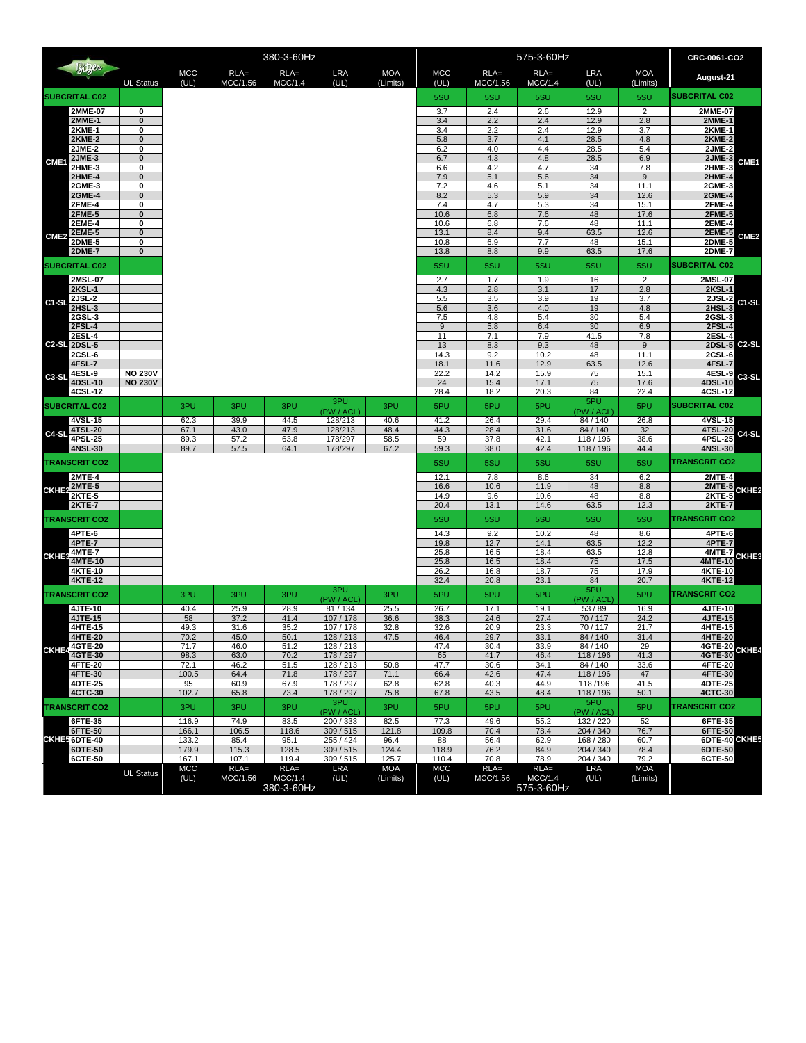| | | UL Status | 380-3-60Hz MCC (UL) | RLA= MCC/1.56 | RLA= MCC/1.4 | LRA (UL) | MOA (Limits) | 575-3-60Hz MCC (UL) | RLA= MCC/1.56 | RLA= MCC/1.4 | LRA (UL) | MOA (Limits) | CRC-0061-CO2 August-21 | |
|---|---|---|---|---|---|---|---|---|---|---|---|---|---|---|
| SUBCRITAL C02 | | | | | | | | 5SU | 5SU | 5SU | 5SU | 5SU | SUBCRITAL C02 | |
| CME1 | 2MME-07 | 0 | | | | | | 3.7 | 2.4 | 2.6 | 12.9 | 2 | 2MME-07 | CME1 |
| | 2MME-1 | 0 | | | | | | 3.4 | 2.2 | 2.4 | 12.9 | 2.8 | 2MME-1 | |
| | 2KME-1 | 0 | | | | | | 3.4 | 2.2 | 2.4 | 12.9 | 3.7 | 2KME-1 | |
| | 2KME-2 | 0 | | | | | | 5.8 | 3.7 | 4.1 | 28.5 | 4.8 | 2KME-2 | |
| | 2JME-2 | 0 | | | | | | 6.2 | 4.0 | 4.4 | 28.5 | 5.4 | 2JME-2 | |
| | 2JME-3 | 0 | | | | | | 6.7 | 4.3 | 4.8 | 28.5 | 6.9 | 2JME-3 | |
| | 2HME-3 | 0 | | | | | | 6.6 | 4.2 | 4.7 | 34 | 7.8 | 2HME-3 | |
| | 2HME-4 | 0 | | | | | | 7.9 | 5.1 | 5.6 | 34 | 9 | 2HME-4 | |
| | 2GME-3 | 0 | | | | | | 7.2 | 4.6 | 5.1 | 34 | 11.1 | 2GME-3 | |
| | 2GME-4 | 0 | | | | | | 8.2 | 5.3 | 5.9 | 34 | 12.6 | 2GME-4 | |
| | 2FME-4 | 0 | | | | | | 7.4 | 4.7 | 5.3 | 34 | 15.1 | 2FME-4 | |
| | 2FME-5 | 0 | | | | | | 10.6 | 6.8 | 7.6 | 48 | 17.6 | 2FME-5 | |
| CME2 | 2EME-4 | 0 | | | | | | 10.6 | 6.8 | 7.6 | 48 | 11.1 | 2EME-4 | CME2 |
| | 2EME-5 | 0 | | | | | | 13.1 | 8.4 | 9.4 | 63.5 | 12.6 | 2EME-5 | |
| | 2DME-5 | 0 | | | | | | 10.8 | 6.9 | 7.7 | 48 | 15.1 | 2DME-5 | |
| | 2DME-7 | 0 | | | | | | 13.8 | 8.8 | 9.9 | 63.5 | 17.6 | 2DME-7 | |
| SUBCRITAL C02 | | | | | | | | 5SU | 5SU | 5SU | 5SU | 5SU | SUBCRITAL C02 | |
| C1-SL | 2MSL-07 | | | | | | | 2.7 | 1.7 | 1.9 | 16 | 2 | 2MSL-07 | C1-SL |
| | 2KSL-1 | | | | | | | 4.3 | 2.8 | 3.1 | 17 | 2.8 | 2KSL-1 | |
| | 2JSL-2 | | | | | | | 5.5 | 3.5 | 3.9 | 19 | 3.7 | 2JSL-2 | |
| | 2HSL-3 | | | | | | | 5.6 | 3.6 | 4.0 | 19 | 4.8 | 2HSL-3 | |
| C2-SL | 2GSL-3 | | | | | | | 7.5 | 4.8 | 5.4 | 30 | 5.4 | 2GSL-3 | C2-SL |
| | 2FSL-4 | | | | | | | 9 | 5.8 | 6.4 | 30 | 6.9 | 2FSL-4 | |
| | 2ESL-4 | | | | | | | 11 | 7.1 | 7.9 | 41.5 | 7.8 | 2ESL-4 | |
| | 2DSL-5 | | | | | | | 13 | 8.3 | 9.3 | 48 | 9 | 2DSL-5 | |
| | 2CSL-6 | | | | | | | 14.3 | 9.2 | 10.2 | 48 | 11.1 | 2CSL-6 | |
| C3-SL | 4FSL-7 | | | | | | | 18.1 | 11.6 | 12.9 | 63.5 | 12.6 | 4FSL-7 | C3-SL |
| | 4ESL-9 | NO 230V | | | | | | 22.2 | 14.2 | 15.9 | 75 | 15.1 | 4ESL-9 | |
| | 4DSL-10 | NO 230V | | | | | | 24 | 15.4 | 17.1 | 75 | 17.6 | 4DSL-10 | |
| | 4CSL-12 | | | | | | | 28.4 | 18.2 | 20.3 | 84 | 22.4 | 4CSL-12 | |
| SUBCRITAL C02 | | | 3PU | 3PU | 3PU | 3PU (PW / ACL) | 3PU | 5PU | 5PU | 5PU | 5PU (PW / ACL) | 5PU | SUBCRITAL C02 | |
| C4-SL | 4VSL-15 | | 62.3 | 39.9 | 44.5 | 128/213 | 40.6 | 41.2 | 26.4 | 29.4 | 84 / 140 | 26.8 | 4VSL-15 | C4-SL |
| | 4TSL-20 | | 67.1 | 43.0 | 47.9 | 128/213 | 48.4 | 44.3 | 28.4 | 31.6 | 84 / 140 | 32 | 4TSL-20 | |
| | 4PSL-25 | | 89.3 | 57.2 | 63.8 | 178/297 | 58.5 | 59 | 37.8 | 42.1 | 118 / 196 | 38.6 | 4PSL-25 | |
| | 4NSL-30 | | 89.7 | 57.5 | 64.1 | 178/297 | 67.2 | 59.3 | 38.0 | 42.4 | 118 / 196 | 44.4 | 4NSL-30 | |
| TRANSCRIT CO2 | | | | | | | | 5SU | 5SU | 5SU | 5SU | 5SU | TRANSCRIT CO2 | |
| CKHE2 | 2MTE-4 | | | | | | | 12.1 | 7.8 | 8.6 | 34 | 6.2 | 2MTE-4 | CKHE2 |
| | 2MTE-5 | | | | | | | 16.6 | 10.6 | 11.9 | 48 | 8.8 | 2MTE-5 | |
| | 2KTE-5 | | | | | | | 14.9 | 9.6 | 10.6 | 48 | 8.8 | 2KTE-5 | |
| | 2KTE-7 | | | | | | | 20.4 | 13.1 | 14.6 | 63.5 | 12.3 | 2KTE-7 | |
| TRANSCRIT CO2 | | | | | | | | 5SU | 5SU | 5SU | 5SU | 5SU | TRANSCRIT CO2 | |
| CKHE3 | 4PTE-6 | | | | | | | 14.3 | 9.2 | 10.2 | 48 | 8.6 | 4PTE-6 | CKHE3 |
| | 4PTE-7 | | | | | | | 19.8 | 12.7 | 14.1 | 63.5 | 12.2 | 4PTE-7 | |
| | 4MTE-7 | | | | | | | 25.8 | 16.5 | 18.4 | 63.5 | 12.8 | 4MTE-7 | |
| | 4MTE-10 | | | | | | | 25.8 | 16.5 | 18.4 | 75 | 17.5 | 4MTE-10 | |
| | 4KTE-10 | | | | | | | 26.2 | 16.8 | 18.7 | 75 | 17.9 | 4KTE-10 | |
| | 4KTE-12 | | | | | | | 32.4 | 20.8 | 23.1 | 84 | 20.7 | 4KTE-12 | |
| TRANSCRIT CO2 | | | 3PU | 3PU | 3PU | 3PU (PW / ACL) | 3PU | 5PU | 5PU | 5PU | 5PU (PW / ACL) | 5PU | TRANSCRIT CO2 | |
| CKHE4 | 4JTE-10 | | 40.4 | 25.9 | 28.9 | 81 / 134 | 25.5 | 26.7 | 17.1 | 19.1 | 53 / 89 | 16.9 | 4JTE-10 | CKHE4 |
| | 4JTE-15 | | 58 | 37.2 | 41.4 | 107 / 178 | 36.6 | 38.3 | 24.6 | 27.4 | 70 / 117 | 24.2 | 4JTE-15 | |
| | 4HTE-15 | | 49.3 | 31.6 | 35.2 | 107 / 178 | 32.8 | 32.6 | 20.9 | 23.3 | 70 / 117 | 21.7 | 4HTE-15 | |
| | 4HTE-20 | | 70.2 | 45.0 | 50.1 | 128 / 213 | 47.5 | 46.4 | 29.7 | 33.1 | 84 / 140 | 31.4 | 4HTE-20 | |
| | 4GTE-20 | | 71.7 | 46.0 | 51.2 | 128 / 213 | | 47.4 | 30.4 | 33.9 | 84 / 140 | 29 | 4GTE-20 | |
| | 4GTE-30 | | 98.3 | 63.0 | 70.2 | 178 / 297 | | 65 | 41.7 | 46.4 | 118 / 196 | 41.3 | 4GTE-30 | |
| | 4FTE-20 | | 72.1 | 46.2 | 51.5 | 128 / 213 | 50.8 | 47.7 | 30.6 | 34.1 | 84 / 140 | 33.6 | 4FTE-20 | |
| | 4FTE-30 | | 100.5 | 64.4 | 71.8 | 178 / 297 | 71.1 | 66.4 | 42.6 | 47.4 | 118 / 196 | 47 | 4FTE-30 | |
| | 4DTE-25 | | 95 | 60.9 | 67.9 | 178 / 297 | 62.8 | 62.8 | 40.3 | 44.9 | 118 /196 | 41.5 | 4DTE-25 | |
| | 4CTC-30 | | 102.7 | 65.8 | 73.4 | 178 / 297 | 75.8 | 67.8 | 43.5 | 48.4 | 118 / 196 | 50.1 | 4CTC-30 | |
| TRANSCRIT CO2 | | | 3PU | 3PU | 3PU | 3PU (PW / ACL) | 3PU | 5PU | 5PU | 5PU | 5PU (PW / ACL) | 5PU | TRANSCRIT CO2 | |
| CKHE5 | 6FTE-35 | | 116.9 | 74.9 | 83.5 | 200 / 333 | 82.5 | 77.3 | 49.6 | 55.2 | 132 / 220 | 52 | 6FTE-35 | CKHE5 |
| | 6FTE-50 | | 166.1 | 106.5 | 118.6 | 309 / 515 | 121.8 | 109.8 | 70.4 | 78.4 | 204 / 340 | 76.7 | 6FTE-50 | |
| | 6DTE-40 | | 133.2 | 85.4 | 95.1 | 255 / 424 | 96.4 | 88 | 56.4 | 62.9 | 168 / 280 | 60.7 | 6DTE-40 | |
| | 6DTE-50 | | 179.9 | 115.3 | 128.5 | 309 / 515 | 124.4 | 118.9 | 76.2 | 84.9 | 204 / 340 | 78.4 | 6DTE-50 | |
| | 6CTE-50 | | 167.1 | 107.1 | 119.4 | 309 / 515 | 125.7 | 110.4 | 70.8 | 78.9 | 204 / 340 | 79.2 | 6CTE-50 | |
| | | UL Status | MCC (UL) | RLA= MCC/1.56 | RLA= MCC/1.4 380-3-60Hz | LRA (UL) | MOA (Limits) | MCC (UL) | RLA= MCC/1.56 | RLA= MCC/1.4 575-3-60Hz | LRA (UL) | MOA (Limits) | | |